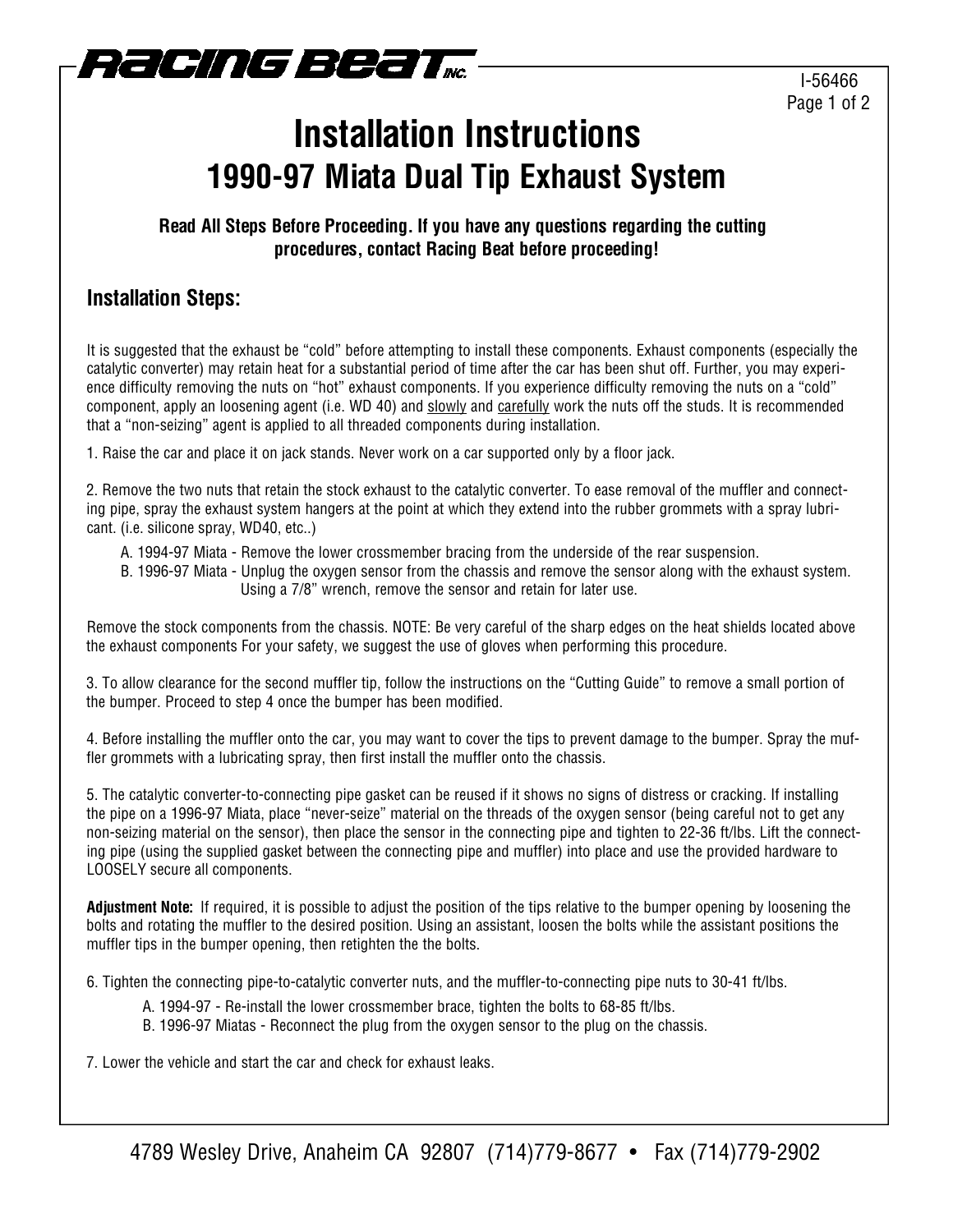I-56466

# Installation Instructions
## 1990-97 Miata Dual Tip Exhaust System

**Read All Steps Before Proceeding. If you have any questions regarding the cutting procedures, contact Racing Beat before proceeding!**

### Installation Steps:

It is suggested that the exhaust be "cold" before attempting to install these components. Exhaust components (especially the catalytic converter) may retain heat for a substantial period of time after the car has been shut off. Further, you may experience difficulty removing the nuts on "hot" exhaust components. If you experience difficulty removing the nuts on a "cold" component, apply an loosening agent (i.e. WD 40) and <u>slowly</u> and <u>carefully</u> work the nuts off the studs. It is recommended that a "non-seizing" agent is applied to all threaded components during installation.

1. Raise the car and place it on jack stands. Never work on a car supported only by a floor jack.

2. Remove the two nuts that retain the stock exhaust to the catalytic converter. To ease removal of the muffler and connecting pipe, spray the exhaust system hangers at the point at which they extend into the rubber grommets with a spray lubricant. (i.e. silicone spray, WD40, etc..)

   A. 1994-97 Miata - Remove the lower crossmember bracing from the underside of the rear suspension.
   
   B. 1996-97 Miata - Unplug the oxygen sensor from the chassis and remove the sensor along with the exhaust system. Using a 7/8" wrench, remove the sensor and retain for later use.

Remove the stock components from the chassis. NOTE: Be very careful of the sharp edges on the heat shields located above the exhaust components For your safety, we suggest the use of gloves when performing this procedure.

3. To allow clearance for the second muffler tip, follow the instructions on the "Cutting Guide" to remove a small portion of the bumper. Proceed to step 4 once the bumper has been modified.

4. Before installing the muffler onto the car, you may want to cover the tips to prevent damage to the bumper. Spray the muffler grommets with a lubricating spray, then first install the muffler onto the chassis.

5. The catalytic converter-to-connecting pipe gasket can be reused if it shows no signs of distress or cracking. If installing the pipe on a 1996-97 Miata, place "never-seize" material on the threads of the oxygen sensor (being careful not to get any non-seizing material on the sensor), then place the sensor in the connecting pipe and tighten to 22-36 ft/lbs. Lift the connecting pipe (using the supplied gasket between the connecting pipe and muffler) into place and use the provided hardware to LOOSELY secure all components.

**Adjustment Note:** If required, it is possible to adjust the position of the tips relative to the bumper opening by loosening the bolts and rotating the muffler to the desired position. Using an assistant, loosen the bolts while the assistant positions the muffler tips in the bumper opening, then retighten the the bolts.

6. Tighten the connecting pipe-to-catalytic converter nuts, and the muffler-to-connecting pipe nuts to 30-41 ft/lbs.

   A. 1994-97 - Re-install the lower crossmember brace, tighten the bolts to 68-85 ft/lbs.
   
   B. 1996-97 Miatas - Reconnect the plug from the oxygen sensor to the plug on the chassis.

7. Lower the vehicle and start the car and check for exhaust leaks.

4789 Wesley Drive, Anaheim CA 92807 (714)779-8677 • Fax (714)779-2902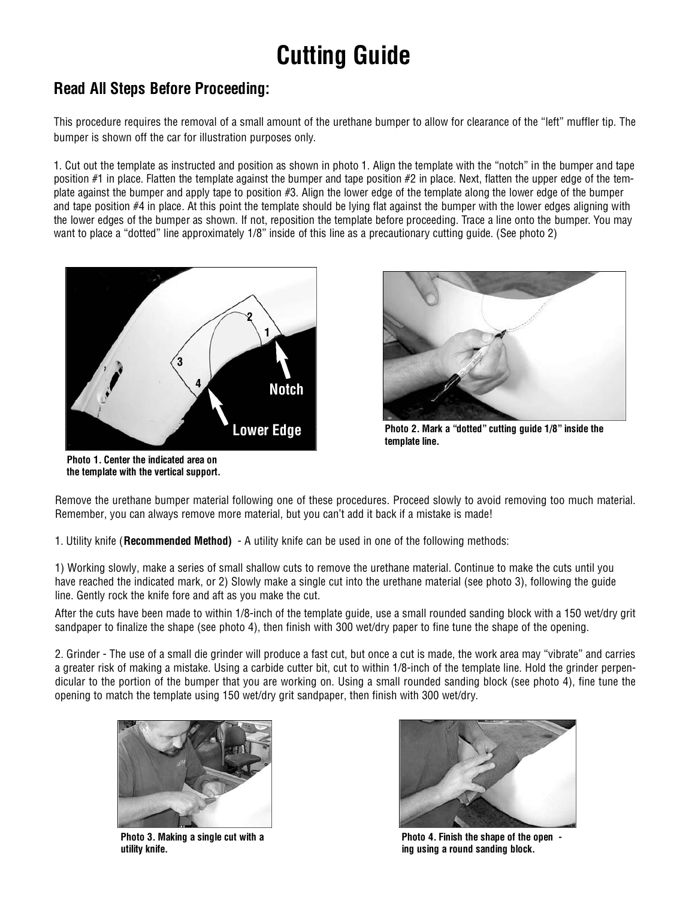# Cutting Guide

## Read All Steps Before Proceeding:

This procedure requires the removal of a small amount of the urethane bumper to allow for clearance of the "left" muffler tip. The bumper is shown off the car for illustration purposes only.

1. Cut out the template as instructed and position as shown in photo 1. Align the template with the "notch" in the bumper and tape position #1 in place. Flatten the template against the bumper and tape position #2 in place. Next, flatten the upper edge of the template against the bumper and apply tape to position #3. Align the lower edge of the template along the lower edge of the bumper and tape position #4 in place. At this point the template should be lying flat against the bumper with the lower edges aligning with the lower edges of the bumper as shown. If not, reposition the template before proceeding. Trace a line onto the bumper. You may want to place a "dotted" line approximately 1/8" inside of this line as a precautionary cutting guide. (See photo 2)

**Photo 1. Center the indicated area on the template with the vertical support.**

**Photo 2. Mark a "dotted" cutting guide 1/8" inside the template line.**

Remove the urethane bumper material following one of these procedures. Proceed slowly to avoid removing too much material. Remember, you can always remove more material, but you can't add it back if a mistake is made!

1. Utility knife (**Recommended Method)** - A utility knife can be used in one of the following methods:

1) Working slowly, make a series of small shallow cuts to remove the urethane material. Continue to make the cuts until you have reached the indicated mark, or 2) Slowly make a single cut into the urethane material (see photo 3), following the guide line. Gently rock the knife fore and aft as you make the cut.

After the cuts have been made to within 1/8-inch of the template guide, use a small rounded sanding block with a 150 wet/dry grit sandpaper to finalize the shape (see photo 4), then finish with 300 wet/dry paper to fine tune the shape of the opening.

2. Grinder - The use of a small die grinder will produce a fast cut, but once a cut is made, the work area may "vibrate" and carries a greater risk of making a mistake. Using a carbide cutter bit, cut to within 1/8-inch of the template line. Hold the grinder perpendicular to the portion of the bumper that you are working on. Using a small rounded sanding block (see photo 4), fine tune the opening to match the template using 150 wet/dry grit sandpaper, then finish with 300 wet/dry.

**Photo 3. Making a single cut with a utility knife.**

**Photo 4. Finish the shape of the opening using a round sanding block.**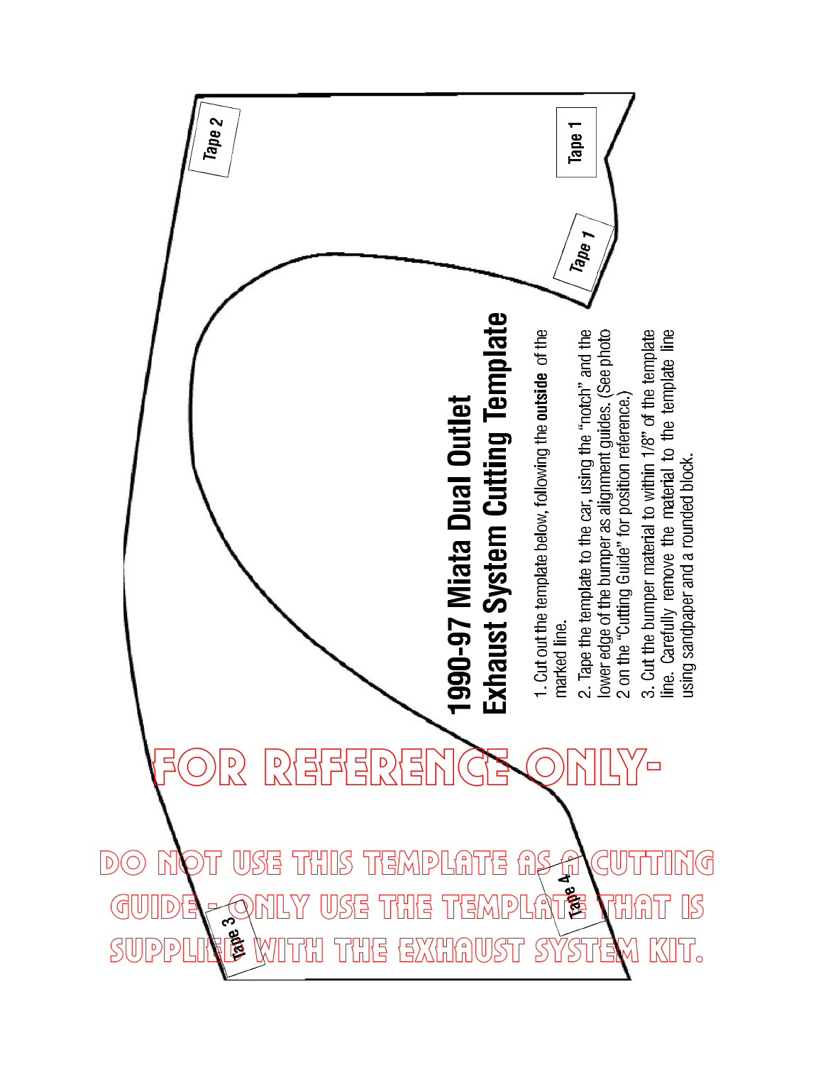# 1990-97 Miata Dual Outlet Exhaust System Cutting Template

1. Cut out the template below, following the **outside** of the marked line.

2. Tape the template to the car, using the "notch" and the lower edge of the bumper as alignment guides. (See photo 2 on the "Cutting Guide" for position reference.)

3. Cut the bumper material to within 1/8" of the template line. Carefully remove the material to the template line using sandpaper and a rounded block.

Tape 1

Tape 1

Tape 2

Tape 3

Tape 4

FOR REFERENCE ONLY-

DO NOT USE THIS TEMPLATE AS A CUTTING GUIDE - ONLY USE THE TEMPLATE THAT IS SUPPLIED WITH THE EXHAUST SYSTEM KIT.